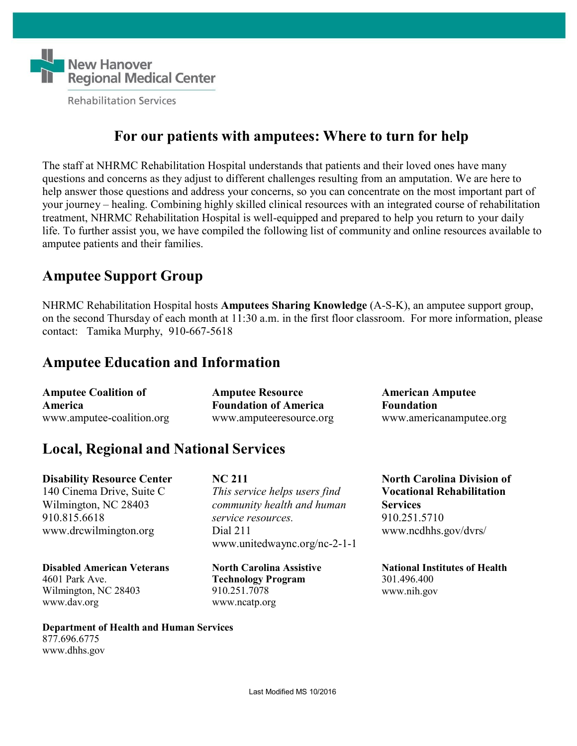New Hanover Regional Medical Center

Rehabilitation Services

# For our patients with amputees: Where to turn for help

The staff at NHRMC Rehabilitation Hospital understands that patients and their loved ones have many questions and concerns as they adjust to different challenges resulting from an amputation. We are here to help answer those questions and address your concerns, so you can concentrate on the most important part of your journey – healing. Combining highly skilled clinical resources with an integrated course of rehabilitation treatment, NHRMC Rehabilitation Hospital is well-equipped and prepared to help you return to your daily life. To further assist you, we have compiled the following list of community and online resources available to amputee patients and their families.

## Amputee Support Group

NHRMC Rehabilitation Hospital hosts **Amputees Sharing Knowledge** (A-S-K), an amputee support group, on the second Thursday of each month at 11:30 a.m. in the first floor classroom. For more information, please contact: Tamika Murphy, 910-667-5618

## Amputee Education and Information

**Amputee Coalition of America**
www.amputee-coalition.org

**Amputee Resource Foundation of America**
www.amputeeresource.org

**American Amputee Foundation**
www.americanamputee.org

## Local, Regional and National Services

**Disability Resource Center**
140 Cinema Drive, Suite C
Wilmington, NC 28403
910.815.6618
www.drcwilmington.org

**NC 211**
*This service helps users find community health and human service resources.*
Dial 211
www.unitedwaync.org/nc-2-1-1

**North Carolina Division of Vocational Rehabilitation Services**
910.251.5710
www.ncdhhs.gov/dvrs/

**Disabled American Veterans**
4601 Park Ave.
Wilmington, NC 28403
www.dav.org

**North Carolina Assistive Technology Program**
910.251.7078
www.ncatp.org

**National Institutes of Health**
301.496.400
www.nih.gov

**Department of Health and Human Services**
877.696.6775
www.dhhs.gov

Last Modified MS 10/2016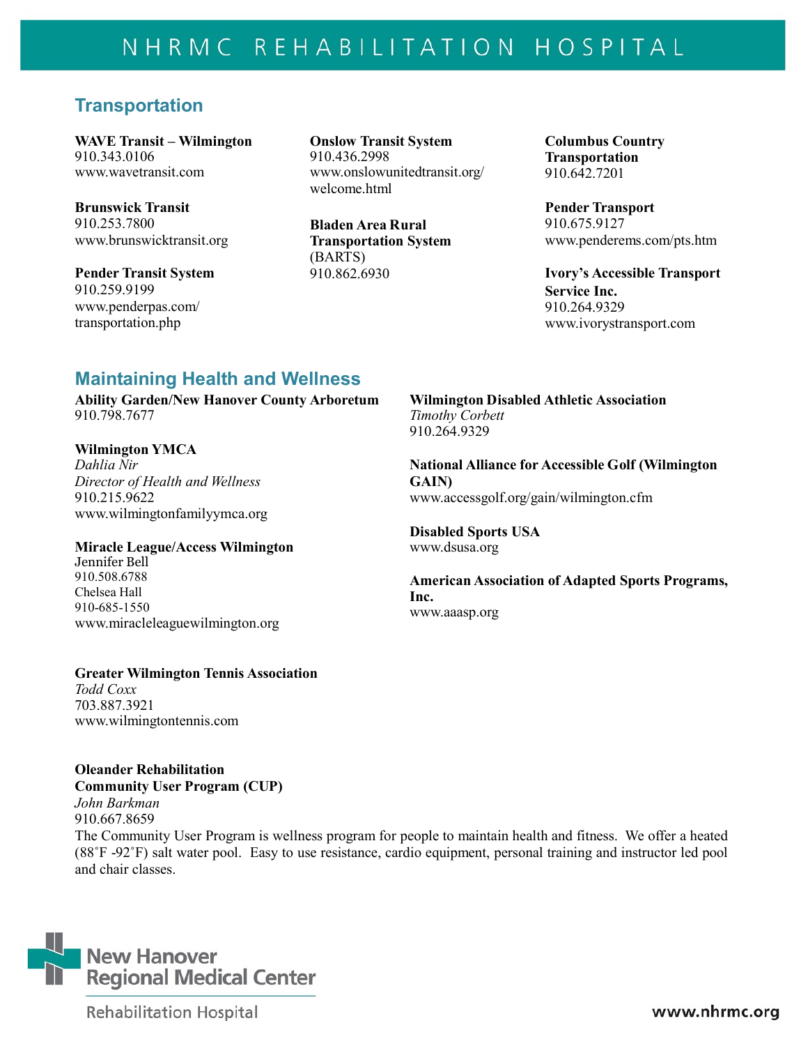## Transportation

**WAVE Transit – Wilmington**
910.343.0106
www.wavetransit.com

**Brunswick Transit**
910.253.7800
www.brunswicktransit.org

**Pender Transit System**
910.259.9199
www.penderpas.com/transportation.php

**Onslow Transit System**
910.436.2998
www.onslowunitedtransit.org/welcome.html

**Bladen Area Rural Transportation System** (BARTS)
910.862.6930

**Columbus Country Transportation**
910.642.7201

**Pender Transport**
910.675.9127
www.penderems.com/pts.htm

**Ivory's Accessible Transport Service Inc.**
910.264.9329
www.ivorystransport.com

## Maintaining Health and Wellness

**Ability Garden/New Hanover County Arboretum**
910.798.7677

**Wilmington YMCA**
*Dahlia Nir*
*Director of Health and Wellness*
910.215.9622
www.wilmingtonfamilyymca.org

**Miracle League/Access Wilmington**
Jennifer Bell
910.508.6788
Chelsea Hall
910-685-1550
www.miracleleaguewilmington.org

**Greater Wilmington Tennis Association**
*Todd Coxx*
703.887.3921
www.wilmingtontennis.com

**Oleander Rehabilitation Community User Program (CUP)**
*John Barkman*
910.667.8659
The Community User Program is wellness program for people to maintain health and fitness. We offer a heated (88˚F -92˚F) salt water pool. Easy to use resistance, cardio equipment, personal training and instructor led pool and chair classes.

**Wilmington Disabled Athletic Association**
*Timothy Corbett*
910.264.9329

**National Alliance for Accessible Golf (Wilmington GAIN)**
www.accessgolf.org/gain/wilmington.cfm

**Disabled Sports USA**
www.dsusa.org

**American Association of Adapted Sports Programs, Inc.**
www.aaasp.org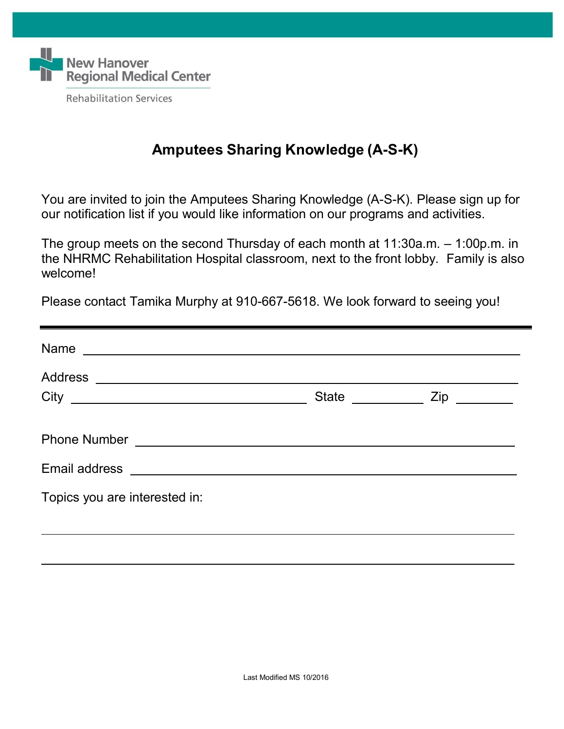New Hanover Regional Medical Center

Rehabilitation Services

# Amputees Sharing Knowledge (A-S-K)

You are invited to join the Amputees Sharing Knowledge (A-S-K). Please sign up for our notification list if you would like information on our programs and activities.

The group meets on the second Thursday of each month at 11:30a.m. – 1:00p.m. in the NHRMC Rehabilitation Hospital classroom, next to the front lobby. Family is also welcome!

Please contact Tamika Murphy at 910-667-5618. We look forward to seeing you!

---

Name ______________________________________________

Address ____________________________________________

City ______________________ State __________ Zip ________

Phone Number ______________________________________

Email address ______________________________________

Topics you are interested in:

___________________________________________________

___________________________________________________

Last Modified MS 10/2016